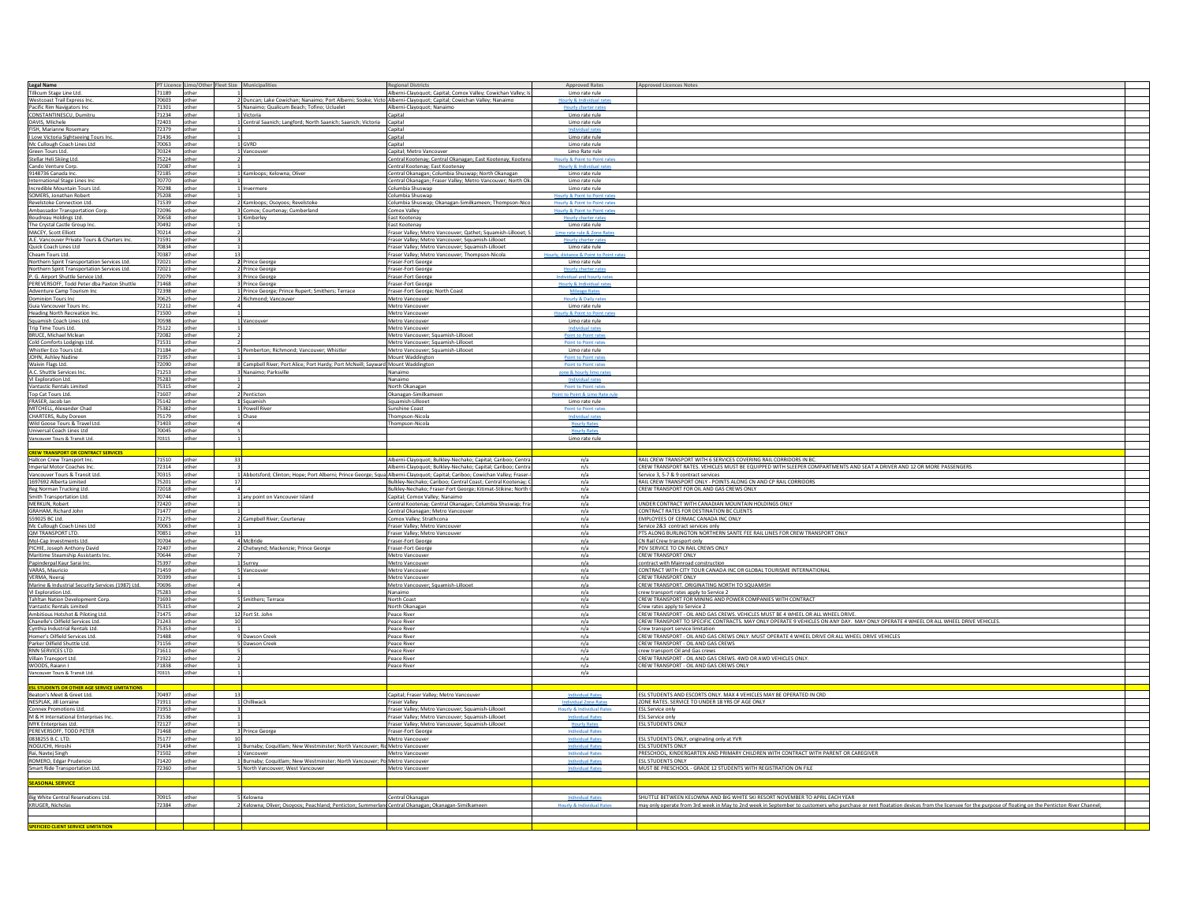| Legal Name | PT Licence | Limo/Other | Fleet Size | Municipalities | Regional Districts | Approved Rates | Approved Licences Notes |
|---|---|---|---|---|---|---|---|
| Tillicum Stage Line Ltd. | 71189 | other | 1 | | Alberni-Clayoquot; Capital; Comox Valley; Cowichan Valley; Is | Limo rate rule | |
| Westcoast Trail Express Inc. | 70603 | other | 2 | Duncan; Lake Cowichan; Nanaimo; Port Alberni; Sooke; Victo | Alberni-Clayoquot; Capital; Cowichan Valley; Nanaimo | Hourly & Individual rates | |
| Pacific Rim Navigators Inc | 71301 | other | 5 | Nanaimo; Qualicum Beach; Tofino; Ucluelet | Alberni-Clayoquot; Nanaimo | Hourly charter rates | |
| CONSTANTINESCU, Dumitru | 71234 | other | 1 | Victoria | Capital | Limo rate rule | |
| DAVIS, Mitchele | 72403 | other | 1 | Central Saanich; Langford; North Saanich; Saanich; Victoria | Capital | Limo rate rule | |
| FISH, Marianne Rosemary | 72379 | other | 1 | | Capital | Individual rates | |
| I Love Victoria Sightseeing Tours Inc. | 71436 | other | 1 | | Capital | Limo rate rule | |
| Mc Cullough Coach Lines Ltd | 70063 | other | 1 | GVRD | Capital | Limo rate rule | |
| Green Tours Ltd. | 70324 | other | 1 | Vancouver | Capital; Metro Vancouver | Limo Rate rule | |
| Stellar Heli Skiing Ltd. | 75224 | other | 2 | | Central Kootenay; Central Okanagan; East Kootenay; Kootena | Hourly & Point to Point rates | |
| Cando Venture Corp. | 72087 | other | 1 | | Central Kootenay; East Kootenay | Hourly & Individual rates | |
| 9148736 Canada Inc. | 72185 | other | 1 | Kamloops; Kelowna; Oliver | Central Okanagan; Columbia Shuswap; North Okanagan | Limo rate rule | |
| International Stage Lines Inc | 70770 | other | 1 | | Central Okanagan; Fraser Valley; Metro Vancouver; North Ok | Limo rate rule | |
| Incredible Mountain Tours Ltd. | 70298 | other | 1 | Invermere | Columbia Shuswap | Limo rate rule | |
| SOMERS, Jonathan Robert | 75208 | other | 1 | | Columbia Shuswap | Hourly & Point to Point rates | |
| Revelstoke Connection Ltd. | 71539 | other | 2 | Kamloops; Osoyoos; Revelstoke | Columbia Shuswap; Okanagan-Similkameen; Thompson-Nico | Hourly & Point to Point rates | |
| Ambassador Transportation Corp. | 72096 | other | 3 | Comox; Courtenay; Cumberland | Comox Valley | Hourly & Point to Point rates | |
| Boudreau Holdings Ltd. | 70658 | other | 1 | Kimberley | East Kootenay | Hourly charter rates | |
| The Crystal Castle Group Inc. | 70492 | other | 1 | | East Kootenay | Limo rate rule | |
| MACEY, Scott Elliott | 70214 | other | 2 | | Fraser Valley; Metro Vancouver; Qathet; Squamish-Lillooet; S | Limo rate rule & Zone Rates | |
| A.E. Vancouver Private Tours & Charters Inc. | 71591 | other | 1 | | Fraser Valley; Metro Vancouver; Squamish-Lillooet | Hourly charter rates | |
| Quick Coach Lines Ltd | 70834 | other | 1 | | Fraser Valley; Metro Vancouver; Squamish-Lillooet | Limo rate rule | |
| Cheam Tours Ltd. | 70387 | other | 13 | | Fraser Valley; Metro Vancouver; Thompson-Nicola | Hourly, distance & Point to Point rates | |
| Northern Spirit Transportation Services Ltd. | 72021 | other | 2 | Prince George | Fraser-Fort George | Limo rate rule | |
| Northern Spirit Transportation Services Ltd. | 72021 | other | 2 | Prince George | Fraser-Fort George | Hourly charter rates | |
| P. G. Airport Shuttle Service Ltd. | 72079 | other | 3 | Prince George | Fraser-Fort George | Individual and hourly rates | |
| PEREVERSOFF, Todd Peter dba Paxton Shuttle | 71468 | other | 3 | Prince George | Fraser-Fort George | Hourly & Individual rates | |
| Adventure Camp Tourism Inc | 72398 | other | 1 | Prince George; Prince Rupert; Smithers; Terrace | Fraser-Fort George; North Coast | Mileage Rates | |
| Dominion Tours Inc | 70625 | other | 2 | Richmond; Vancouver | Metro Vancouver | Hourly & Daily rates | |
| Guia Vancouver Tours Inc. | 72212 | other | 4 | | Metro Vancouver | Limo rate rule | |
| Heading North Recreation Inc. | 71500 | other | 1 | | Metro Vancouver | Hourly & Point to Point rates | |
| Squamish Coach Lines Ltd. | 70598 | other | 1 | Vancouver | Metro Vancouver | Limo rate rule | |
| Trip Time Tours Ltd. | 75122 | other | 1 | | Metro Vancouver | Individual rates | |
| BRUCE, Michael Mclean | 72082 | other | 2 | | Metro Vancouver; Squamish-Lillooet | Point to Point rates | |
| Cold Comforts Lodgings Ltd. | 71531 | other | 2 | | Metro Vancouver; Squamish-Lillooet | Point to Point rates | |
| Whistler Eco Tours Ltd. | 71184 | other | 5 | Pemberton; Richmond; Vancouver; Whistler | Metro Vancouver; Squamish-Lillooet | Limo rate rule | |
| JOHN, Ashley Nadine | 71957 | other | 1 | | Mount Waddington | Point to Point rates | |
| Waivin Flags Ltd. | 72090 | other | 8 | Campbell River; Port Alice; Port Hardy; Port McNeill; Sayward | Mount Waddington | Point to Point rates | |
| A.C. Shuttle Services Inc. | 71253 | other | 3 | Nanaimo; Parksville | Nanaimo | zone & hourly limo rates | |
| VI Exploration Ltd. | 75283 | other | 1 | | Nanaimo | Individual rates | |
| Vantastic Rentals Limited | 75315 | other | 2 | | North Okanagan | Point to Point rates | |
| Top Cat Tours Ltd. | 71607 | other | 2 | Penticton | Okanagan-Similkameen | Point to Point & Limo Rate rule | |
| FRASER, Jacob Ian | 75142 | other | 1 | Squamish | Squamish-Lillooet | Limo rate rule | |
| MITCHELL, Alexander Chad | 75382 | other | 1 | Powell River | Sunshine Coast | Point to Point rates | |
| CHARTERS, Ruby Doreen | 75179 | other | 1 | Chase | Thompson-Nicola | Individual rates | |
| Wild Goose Tours & Travel Ltd. | 71403 | other | 4 | | Thompson-Nicola | Hourly Rates | |
| Universal Coach Lines Ltd | 70045 | other | 5 | | | Hourly Rates | |
| Vancouver Tours & Transit Ltd. | 70315 | other | 1 | | | Limo rate rule | |
| | | | | | | | |
| **CREW TRANSPORT OR CONTRACT SERVICES** | | | | | | | |
| Hallcon Crew Transport Inc. | 71510 | other | 33 | | Alberni-Clayoquot; Bulkley-Nechako; Capital; Cariboo; Centra | n/a | RAIL CREW TRANSPORT WITH 6 SERVICES COVERING RAIL CORRIDORS IN BC. |
| Imperial Motor Coaches Inc. | 72314 | other | 3 | | Alberni-Clayoquot; Bulkley-Nechako; Capital; Cariboo; Centra | n/a | CREW TRANSPORT RATES. VEHICLES MUST BE EQUIPPED WITH SLEEPER COMPARTMENTS AND SEAT A DRIVER AND 12 OR MORE PASSENGERS |
| Vancouver Tours & Transit Ltd. | 70315 | other | 1 | Abbotsford; Clinton; Hope; Port Alberni; Prince George; Squa | Alberni-Clayoquot; Capital; Cariboo; Cowichan Valley; Fraser- | n/a | Service 3, 5-7 & 9 contract services |
| 1697692 Alberta Limited | 75201 | other | 17 | | Bulkley-Nechako; Cariboo; Central Coast; Central Kootenay; C | n/a | RAIL CREW TRANSPORT ONLY - POINTS ALONG CN AND CP RAIL CORRIDORS |
| Reg Norman Trucking Ltd. | 72018 | other | 4 | | Bulkley-Nechako; Fraser-Fort George; Kitimat-Stikine; North | n/a | CREW TRANSPORT FOR OIL AND GAS CREWS ONLY |
| Smith Transportation Ltd. | 70744 | other | 1 | any point on Vancouver Island | Capital; Comox Valley; Nanaimo | n/a | |
| MERKLIN, Robert | 72420 | other | 1 | | Central Kootenay; Central Okanagan; Columbia Shuswap; Fra | n/a | UNDER CONTRACT WITH CANADIAN MOUNTAIN HOLDINGS ONLY |
| GRAHAM, Richard John | 71477 | other | 1 | | Central Okanagan; Metro Vancouver | n/a | CONTRACT RATES FOR DESTINATION BC CLIENTS |
| 559025 BC Ltd. | 71275 | other | 2 | Campbell River; Courtenay | Comox Valley; Strathcona | n/a | EMPLOYEES OF CERMAC CANADA INC ONLY |
| Mc Cullough Coach Lines Ltd | 70063 | other | 1 | | Fraser Valley; Metro Vancouver | n/a | Service 2&3 contract services only |
| QM TRANSPORT LTD. | 70851 | other | 13 | | Fraser Valley; Metro Vancouver | n/a | PTS ALONG BURLINGTON NORTHERN SANTE FEE RAIL LINES FOR CREW TRANSPORT ONLY |
| Mol-Cap Investments Ltd. | 70704 | other | 4 | McBride | Fraser-Fort George | n/a | CN Rail Crew transport only |
| PICHIE, Joseph Anthony David | 72407 | other | 2 | Chetwynd; Mackenzie; Prince George | Fraser-Fort George | n/a | PDV SERVICE TO CN RAIL CREWS ONLY |
| Maritime Steamship Assistants Inc. | 70644 | other | 7 | | Metro Vancouver | n/a | CREW TRANSPORT ONLY |
| Papinderpal Kaur Sarai Inc. | 75397 | other | 1 | Surrey | Metro Vancouver | n/a | contract with Mainroad construction |
| VARAS, Mauricio | 71459 | other | 5 | Vancouver | Metro Vancouver | n/a | CONTRACT WITH CITY TOUR CANADA INC OR GLOBAL TOURISME INTERNATIONAL |
| VERMA, Neeraj | 70399 | other | 1 | | Metro Vancouver | n/a | CREW TRANSPORT ONLY |
| Marine & Industrial Security Services (1987) Ltd. | 70696 | other | 4 | | Metro Vancouver; Squamish-Lillooet | n/a | CREW TRANSPORT. ORIGINATING NORTH TO SQUAMISH |
| VI Exploration Ltd. | 75283 | other | 1 | | Nanaimo | n/a | crew transport rates apply to Service 2 |
| Tahltan Nation Development Corp. | 71693 | other | 5 | Smithers; Terrace | North Coast | n/a | CREW TRANSPORT FOR MINING AND POWER COMPANIES WITH CONTRACT |
| Vantastic Rentals Limited | 75315 | other | 2 | | North Okanagan | n/a | Crew rates apply to Service 2 |
| Ambitious Hotshot & Piloting Ltd. | 71475 | other | 12 | Fort St. John | Peace River | n/a | CREW TRANSPORT - OIL AND GAS CREWS. VEHICLES MUST BE 4-WHEEL OR ALL WHEEL DRIVE. |
| Chanelle's Oilfield Services Ltd. | 71243 | other | 10 | | Peace River | n/a | CREW TRANSPORT TO SPECIFIC CONTRACTS. MAY ONLY OPERATE 9 VEHICLES ON ANY DAY. MAY ONLY OPERATE 4 WHEEL OR ALL WHEEL DRIVE VEHICLES. |
| Cynthia Industrial Rentals Ltd. | 75353 | other | 1 | | Peace River | n/a | Crew transport service limitation |
| Homer's Oilfield Services Ltd. | 71488 | other | 9 | Dawson Creek | Peace River | n/a | CREW TRANSPORT - OIL AND GAS CREWS ONLY. MUST OPERATE 4 WHEEL DRIVE OR ALL WHEEL DRIVE VEHICLES |
| Parker Oilfield Shuttle Ltd. | 71156 | other | 5 | Dawson Creek | Peace River | n/a | CREW TRANSPORT - OIL AND GAS CREWS |
| RNN SERVICES LTD. | 71611 | other | 5 | | Peace River | n/a | crew transport Oil and Gas crews |
| Villain Transport Ltd. | 71922 | other | 2 | | Peace River | n/a | CREW TRANSPORT - OIL AND GAS CREWS. 4WD OR AWD VEHICLES ONLY. |
| WOODS, Raiann I | 71838 | other | 1 | | Peace River | n/a | CREW TRANSPORT - OIL AND GAS CREWS ONLY |
| Vancouver Tours & Transit Ltd. | 70315 | other | 1 | | | n/a | |
| | | | | | | | |
| **ESL STUDENTS OR OTHER AGE SERVICE LIMITATIONS** | | | | | | | |
| Beaton's Meet & Greet Ltd. | 70497 | other | 13 | | Capital; Fraser Valley; Metro Vancouver | Individual Rates | ESL STUDENTS AND ESCORTS ONLY. MAX 4 VEHICLES MAY BE OPERATED IN CRD |
| NESPLAK, Jill Lorraine | 71911 | other | 1 | Chilliwack | Fraser Valley | Individual Zone Rates | ZONE RATES. SERVICE TO UNDER 18 YRS OF AGE ONLY |
| Connex Promotions Ltd. | 71953 | other | 3 | | Fraser Valley; Metro Vancouver; Squamish-Lillooet | Hourly & Individual Rates | ESL Service only |
| M & H International Enterprises Inc. | 71536 | other | 1 | | Fraser Valley; Metro Vancouver; Squamish-Lillooet | Individual Rates | ESL Service only |
| MYK Enterprises Ltd. | 72127 | other | 1 | | Fraser Valley; Metro Vancouver; Squamish-Lillooet | Hourly Rates | ESL STUDENTS ONLY |
| PEREVERSOFF, TODD PETER | 71468 | other | 3 | Prince George | Fraser-Fort George | Individual Rates | |
| 0838255 B.C. LTD. | 75177 | other | 10 | | Metro Vancouver | Individual Rates | ESL STUDENTS ONLY, originating only at YVR |
| NOGUCHI, Hiroshi | 71434 | other | 1 | Burnaby; Coquitlam; New Westminster; North Vancouver; Ric | Metro Vancouver | Individual Rates | ESL STUDENTS ONLY |
| Rai, Navtej Singh | 71502 | other | 1 | Vancouver | Metro Vancouver | Individual Rates | PRESCHOOL, KINDERGARTEN AND PRIMARY CHILDREN WITH CONTRACT WITH PARENT OR CAREGIVER |
| ROMERO, Edgar Prudencio | 71420 | other | 1 | Burnaby; Coquitlam; New Westminster; North Vancouver; Po | Metro Vancouver | Individual Rates | ESL STUDENTS ONLY |
| Smart Ride Transportation Ltd. | 72360 | other | 5 | North Vancouver; West Vancouver | Metro Vancouver | Individual Rates | MUST BE PRESCHOOL - GRADE 12 STUDENTS WITH REGISTRATION ON FILE |
| | | | | | | | |
| **SEASONAL SERVICE** | | | | | | | |
| | | | | | | | |
| Big White Central Reservations Ltd. | 70915 | other | 5 | Kelowna | Central Okanagan | Individual Rates | SHUTTLE BETWEEN KELOWNA AND BIG WHITE SKI RESORT NOVEMBER TO APRIL EACH YEAR |
| KRUGER, Nicholas | 72384 | other | 2 | Kelowna; Oliver; Osoyoos; Peachland; Penticton; Summerland | Central Okanagan; Okanagan-Similkameen | Hourly & Individual Rates | may only operate from 3rd week in May to 2nd week in September to customers who purchase or rent floatation devices from the licensee for the purpose of floating on the Penticton River Channel; |
| | | | | | | | |
| **SPEFICIED CLIENT SERVICE LIMITATION** | | | | | | | |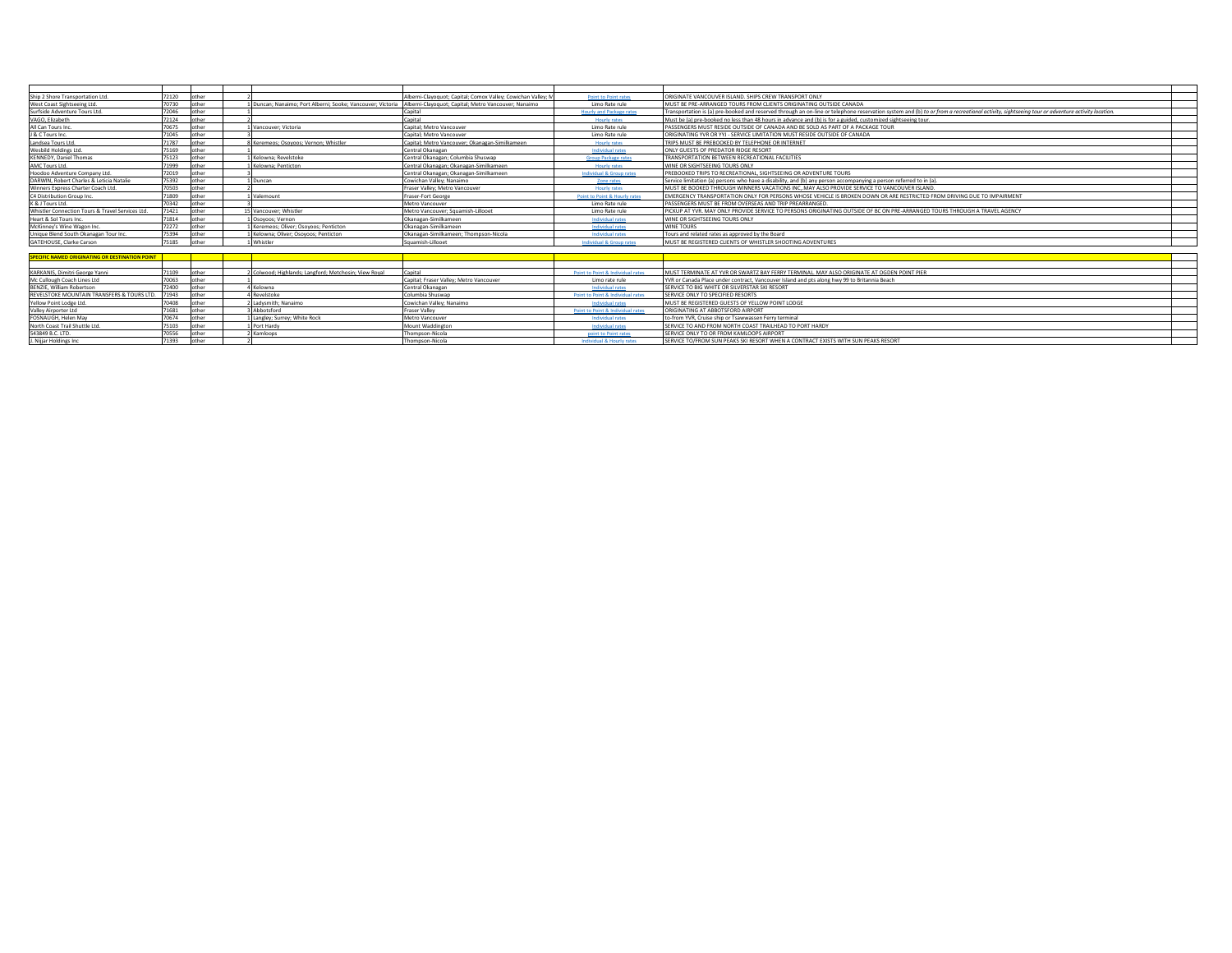| | | | | | | | | |
|---|---|---|---|---|---|---|---|---|
| | | | | | | | | |
| Ship 2 Shore Transportation Ltd. | 72120 | other | 2 | | Alberni-Clayoquot; Capital; Comox Valley; Cowichan Valley; M | Point to Point rates | ORIGINATE VANCOUVER ISLAND. SHIPS CREW TRANSPORT ONLY | |
| West Coast Sightseeing Ltd. | 70730 | other | 1 | Duncan; Nanaimo; Port Alberni; Sooke; Vancouver; Victoria | Alberni-Clayoquot; Capital; Metro Vancouver; Nanaimo | Limo Rate rule | MUST BE PRE-ARRANGED TOURS FROM CLIENTS ORIGINATING OUTSIDE CANADA | |
| Surfside Adventure Tours Ltd. | 72046 | other | 1 | | Capital | Hourly and Package rates | Transportation is (a) pre-booked and reserved through an on-line or telephone reservation system and (b) *to or from a recreational activity, sightseeing tour or adventure activity location.* | |
| VAGO, Elizabeth | 72124 | other | 2 | | Capital | Hourly rates | Must be (a) pre-booked no less than 48 hours in advance and (b) is for a guided, customized sightseeing tour. | |
| All Can Tours Inc. | 70675 | other | 1 | Vancouver; Victoria | Capital; Metro Vancouver | Limo Rate rule | PASSENGERS MUST RESIDE OUTSIDE OF CANADA AND BE SOLD AS PART OF A PACKAGE TOUR | |
| J & C Tours Inc. | 71045 | other | 3 | | Capital; Metro Vancouver | Limo Rate rule | ORIGINATING YVR OR YYJ - SERVICE LIMITATION MUST RESIDE OUTSIDE OF CANADA | |
| Landsea Tours Ltd. | 71787 | other | 8 | Keremeos; Osoyoos; Vernon; Whistler | Capital; Metro Vancouver; Okanagan-Similkameen | Hourly rates | TRIPS MUST BE PREBOOKED BY TELEPHONE OR INTERNET | |
| Wesbild Holdings Ltd. | 75169 | other | 1 | | Central Okanagan | Individual rates | ONLY GUESTS OF PREDATOR RIDGE RESORT | |
| KENNEDY, Daniel Thomas | 75123 | other | 1 | Kelowna; Revelstoke | Central Okanagan; Columbia Shuswap | Group Package rates | TRANSPORTATION BETWEEN RECREATIONAL FACILITIES | |
| AMC Tours Ltd. | 71999 | other | 1 | Kelowna; Penticton | Central Okanagan; Okanagan-Similkameen | Hourly rates | WINE OR SIGHTSEEING TOURS ONLY | |
| Hoodoo Adventure Company Ltd. | 72019 | other | 3 | | Central Okanagan; Okanagan-Similkameen | Individual & Group rates | PREBOOKED TRIPS TO RECREATIONAL, SIGHTSEEING OR ADVENTURE TOURS | |
| DARWIN, Robert Charles & Leticia Natalie | 75392 | other | 1 | Duncan | Cowichan Valley; Nanaimo | Zone rates | Service limitation (a) persons who have a disability, and (b) any person accompanying a person referred to in (a). | |
| Winners Express Charter Coach Ltd. | 70503 | other | 2 | | Fraser Valley; Metro Vancouver | Hourly rates | MUST BE BOOKED THROUGH WINNERS VACATIONS INC, MAY ALSO PROVIDE SERVICE TO VANCOUVER ISLAND. | |
| C4 Distribution Group Inc. | 71809 | other | 1 | Valemount | Fraser-Fort George | Point to Point & Hourly rates | EMERGENCY TRANSPORTATION ONLY FOR PERSONS WHOSE VEHICLE IS BROKEN DOWN OR ARE RESTRICTED FROM DRIVING DUE TO IMPAIRMENT | |
| K & J Tours Ltd. | 70342 | other | 3 | | Metro Vancouver | Limo Rate rule | PASSENGERS MUST BE FROM OVERSEAS AND TRIP PREARRANGED. | |
| Whistler Connection Tours & Travel Services Ltd. | 71421 | other | 15 | Vancouver; Whistler | Metro Vancouver; Squamish-Lillooet | Limo Rate rule | PICKUP AT YVR. MAY ONLY PROVIDE SERVICE TO PERSONS ORIGINATING OUTSIDE OF BC ON PRE-ARRANGED TOURS THROUGH A TRAVEL AGENCY | |
| Heart & Sol Tours Inc. | 71814 | other | 1 | Osoyoos; Vernon | Okanagan-Similkameen | Individual rates | WINE OR SIGHTSEEING TOURS ONLY | |
| McKinney's Wine Wagon Inc. | 72272 | other | 1 | Keremeos; Oliver; Osoyoos; Penticton | Okanagan-Similkameen | Individual rates | WINE TOURS | |
| Unique Blend South Okanagan Tour Inc. | 75394 | other | 1 | Kelowna; Oliver; Osoyoos; Penticton | Okanagan-Similkameen; Thompson-Nicola | Individual rates | Tours and related rates as approved by the Board | |
| GATEHOUSE, Clarke Carson | 75185 | other | 1 | Whistler | Squamish-Lillooet | Individual & Group rates | MUST BE REGISTERED CLIENTS OF WHISTLER SHOOTING ADVENTURES | |
| | | | | | | | | |
| **SPECIFIC NAMED ORIGINATING OR DESTINATION POINT** | | | | | | | | |
| | | | | | | | | |
| KARKANIS, Dimitri George Yanni | 71109 | other | 2 | Colwood; Highlands; Langford; Metchosin; View Royal | Capital | Point to Point & Individual rates | MUST TERMINATE AT YVR OR SWARTZ BAY FERRY TERMINAL. MAY ALSO ORIGINATE AT OGDEN POINT PIER | |
| Mc Cullough Coach Lines Ltd | 70063 | other | 1 | | Capital; Fraser Valley; Metro Vancouver | Limo rate rule | YVR or Canada Place under contract, Vancouver Island and pts along hwy 99 to Britannia Beach | |
| BENZIE, William Robertson | 72400 | other | 4 | Kelowna | Central Okanagan | Individual rates | SERVICE TO BIG WHITE OR SILVERSTAR SKI RESORT | |
| REVELSTOKE MOUNTAIN TRANSFERS & TOURS LTD. | 71943 | other | 4 | Revelstoke | Columbia Shuswap | Point to Point & Individual rates | SERVICE ONLY TO SPECIFIED RESORTS | |
| Yellow Point Lodge Ltd. | 70408 | other | 2 | Ladysmith; Nanaimo | Cowichan Valley; Nanaimo | Individual rates | MUST BE REGISTERED GUESTS OF YELLOW POINT LODGE | |
| Valley Airporter Ltd | 71681 | other | 3 | Abbotsford | Fraser Valley | Point to Point & Individual rates | ORIGINATING AT ABBOTSFORD AIRPORT | |
| FOSNAUGH, Helen May | 70674 | other | 1 | Langley; Surrey; White Rock | Metro Vancouver | Individual rates | to-from YVR, Cruise ship or Tsawwassen Ferry terminal | |
| North Coast Trail Shuttle Ltd. | 75103 | other | 1 | Port Hardy | Mount Waddington | Individual rates | SERVICE TO AND FROM NORTH COAST TRAILHEAD TO PORT HARDY | |
| 543849 B.C. LTD. | 70556 | other | 2 | Kamloops | Thompson-Nicola | point to Point rates | SERVICE ONLY TO OR FROM KAMLOOPS AIRPORT | |
| J. Nijjar Holdings Inc | 71393 | other | 2 | | Thompson-Nicola | Individual & Hourly rates | SERVICE TO/FROM SUN PEAKS SKI RESORT WHEN A CONTRACT EXISTS WITH SUN PEAKS RESORT | |